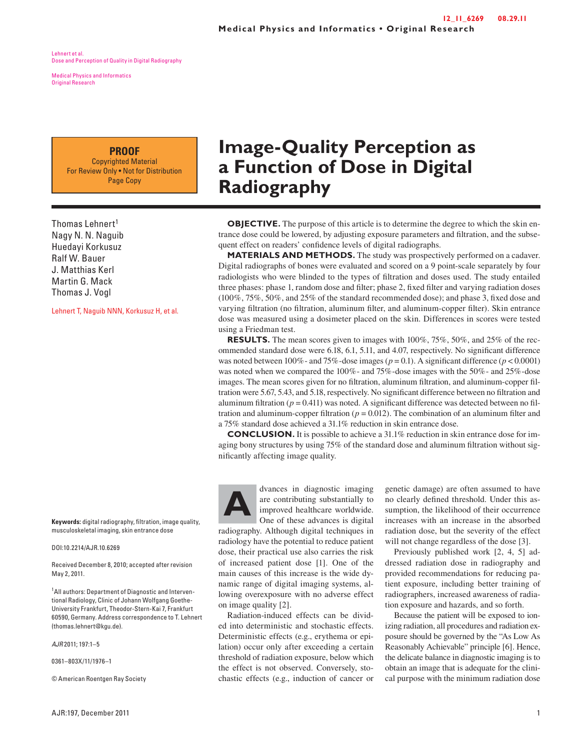# Image-Quality Perception as a Function of Dose in Digital Radiography

Thomas Lehnert[1]
Nagy N. N. Naguib
Huedayi Korkusuz
Ralf W. Bauer
J. Matthias Kerl
Martin G. Mack
Thomas J. Vogl

**OBJECTIVE.** The purpose of this article is to determine the degree to which the skin entrance dose could be lowered, by adjusting exposure parameters and filtration, and the subsequent effect on readers' confidence levels of digital radiographs.

**MATERIALS AND METHODS.** The study was prospectively performed on a cadaver. Digital radiographs of bones were evaluated and scored on a 9 point-scale separately by four radiologists who were blinded to the types of filtration and doses used. The study entailed three phases: phase 1, random dose and filter; phase 2, fixed filter and varying radiation doses (100%, 75%, 50%, and 25% of the standard recommended dose); and phase 3, fixed dose and varying filtration (no filtration, aluminum filter, and aluminum-copper filter). Skin entrance dose was measured using a dosimeter placed on the skin. Differences in scores were tested using a Friedman test.

**RESULTS.** The mean scores given to images with 100%, 75%, 50%, and 25% of the recommended standard dose were 6.18, 6.1, 5.11, and 4.07, respectively. No significant difference was noted between 100%- and 75%-dose images ($p = 0.1$). A significant difference ($p < 0.0001$) was noted when we compared the 100%- and 75%-dose images with the 50%- and 25%-dose images. The mean scores given for no filtration, aluminum filtration, and aluminum-copper filtration were 5.67, 5.43, and 5.18, respectively. No significant difference between no filtration and aluminum filtration ($p = 0.411$) was noted. A significant difference was detected between no filtration and aluminum-copper filtration ($p = 0.012$). The combination of an aluminum filter and a 75% standard dose achieved a 31.1% reduction in skin entrance dose.

**CONCLUSION.** It is possible to achieve a 31.1% reduction in skin entrance dose for imaging bony structures by using 75% of the standard dose and aluminum filtration without significantly affecting image quality.

**Keywords:** digital radiography, filtration, image quality, musculoskeletal imaging, skin entrance dose

DOI:10.2214/AJR.10.6269

Received December 8, 2010; accepted after revision May 2, 2011.

[1]All authors: Department of Diagnostic and Interventional Radiology, Clinic of Johann Wolfgang Goethe-University Frankfurt, Theodor-Stern-Kai 7, Frankfurt 60590, Germany. Address correspondence to T. Lehnert (thomas.lehnert@kgu.de).

*AJR* 2011; 197:1–5

0361–803X/11/1976–1

© American Roentgen Ray Society

Advances in diagnostic imaging are contributing substantially to improved healthcare worldwide. One of these advances is digital radiography. Although digital techniques in radiology have the potential to reduce patient dose, their practical use also carries the risk of increased patient dose [1]. One of the main causes of this increase is the wide dynamic range of digital imaging systems, allowing overexposure with no adverse effect on image quality [2].

Radiation-induced effects can be divided into deterministic and stochastic effects. Deterministic effects (e.g., erythema or epilation) occur only after exceeding a certain threshold of radiation exposure, below which the effect is not observed. Conversely, stochastic effects (e.g., induction of cancer or genetic damage) are often assumed to have no clearly defined threshold. Under this assumption, the likelihood of their occurrence increases with an increase in the absorbed radiation dose, but the severity of the effect will not change regardless of the dose [3].

Previously published work [2, 4, 5] addressed radiation dose in radiography and provided recommendations for reducing patient exposure, including better training of radiographers, increased awareness of radiation exposure and hazards, and so forth.

Because the patient will be exposed to ionizing radiation, all procedures and radiation exposure should be governed by the "As Low As Reasonably Achievable" principle [6]. Hence, the delicate balance in diagnostic imaging is to obtain an image that is adequate for the clinical purpose with the minimum radiation dose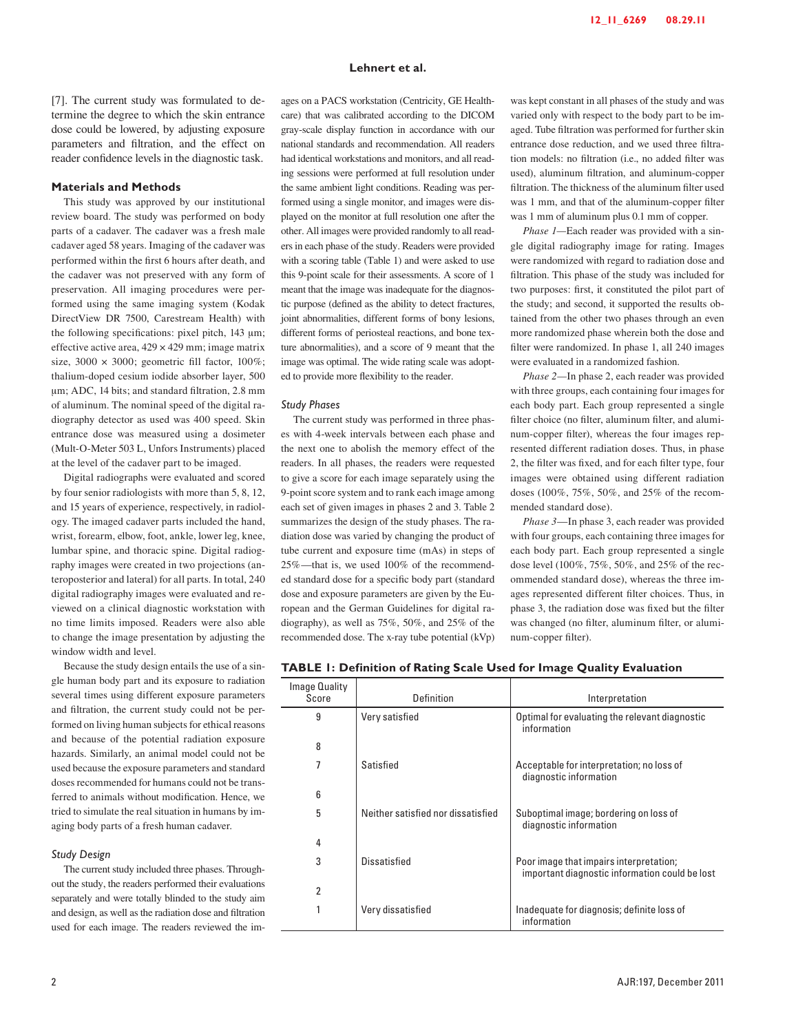[7]. The current study was formulated to determine the degree to which the skin entrance dose could be lowered, by adjusting exposure parameters and filtration, and the effect on reader confidence levels in the diagnostic task.

## Materials and Methods

This study was approved by our institutional review board. The study was performed on body parts of a cadaver. The cadaver was a fresh male cadaver aged 58 years. Imaging of the cadaver was performed within the first 6 hours after death, and the cadaver was not preserved with any form of preservation. All imaging procedures were performed using the same imaging system (Kodak DirectView DR 7500, Carestream Health) with the following specifications: pixel pitch, 143 μm; effective active area, 429 × 429 mm; image matrix size, 3000 × 3000; geometric fill factor, 100%; thalium-doped cesium iodide absorber layer, 500 μm; ADC, 14 bits; and standard filtration, 2.8 mm of aluminum. The nominal speed of the digital radiography detector as used was 400 speed. Skin entrance dose was measured using a dosimeter (Mult-O-Meter 503 L, Unfors Instruments) placed at the level of the cadaver part to be imaged.

Digital radiographs were evaluated and scored by four senior radiologists with more than 5, 8, 12, and 15 years of experience, respectively, in radiology. The imaged cadaver parts included the hand, wrist, forearm, elbow, foot, ankle, lower leg, knee, lumbar spine, and thoracic spine. Digital radiography images were created in two projections (anteroposterior and lateral) for all parts. In total, 240 digital radiography images were evaluated and reviewed on a clinical diagnostic workstation with no time limits imposed. Readers were also able to change the image presentation by adjusting the window width and level.

Because the study design entails the use of a single human body part and its exposure to radiation several times using different exposure parameters and filtration, the current study could not be performed on living human subjects for ethical reasons and because of the potential radiation exposure hazards. Similarly, an animal model could not be used because the exposure parameters and standard doses recommended for humans could not be transferred to animals without modification. Hence, we tried to simulate the real situation in humans by imaging body parts of a fresh human cadaver.

### *Study Design*

The current study included three phases. Throughout the study, the readers performed their evaluations separately and were totally blinded to the study aim and design, as well as the radiation dose and filtration used for each image. The readers reviewed the images on a PACS workstation (Centricity, GE Healthcare) that was calibrated according to the DICOM gray-scale display function in accordance with our national standards and recommendation. All readers had identical workstations and monitors, and all reading sessions were performed at full resolution under the same ambient light conditions. Reading was performed using a single monitor, and images were displayed on the monitor at full resolution one after the other. All images were provided randomly to all readers in each phase of the study. Readers were provided with a scoring table (Table 1) and were asked to use this 9-point scale for their assessments. A score of 1 meant that the image was inadequate for the diagnostic purpose (defined as the ability to detect fractures, joint abnormalities, different forms of bony lesions, different forms of periosteal reactions, and bone texture abnormalities), and a score of 9 meant that the image was optimal. The wide rating scale was adopted to provide more flexibility to the reader.

### *Study Phases*

The current study was performed in three phases with 4-week intervals between each phase and the next one to abolish the memory effect of the readers. In all phases, the readers were requested to give a score for each image separately using the 9-point score system and to rank each image among each set of given images in phases 2 and 3. Table 2 summarizes the design of the study phases. The radiation dose was varied by changing the product of tube current and exposure time (mAs) in steps of 25%—that is, we used 100% of the recommended standard dose for a specific body part (standard dose and exposure parameters are given by the European and the German Guidelines for digital radiography), as well as 75%, 50%, and 25% of the recommended dose. The x-ray tube potential (kVp) was kept constant in all phases of the study and was varied only with respect to the body part to be imaged. Tube filtration was performed for further skin entrance dose reduction, and we used three filtration models: no filtration (i.e., no added filter was used), aluminum filtration, and aluminum-copper filtration. The thickness of the aluminum filter used was 1 mm, and that of the aluminum-copper filter was 1 mm of aluminum plus 0.1 mm of copper.

*Phase 1*—Each reader was provided with a single digital radiography image for rating. Images were randomized with regard to radiation dose and filtration. This phase of the study was included for two purposes: first, it constituted the pilot part of the study; and second, it supported the results obtained from the other two phases through an even more randomized phase wherein both the dose and filter were randomized. In phase 1, all 240 images were evaluated in a randomized fashion.

*Phase 2*—In phase 2, each reader was provided with three groups, each containing four images for each body part. Each group represented a single filter choice (no filter, aluminum filter, and aluminum-copper filter), whereas the four images represented different radiation doses. Thus, in phase 2, the filter was fixed, and for each filter type, four images were obtained using different radiation doses (100%, 75%, 50%, and 25% of the recommended standard dose).

*Phase 3*—In phase 3, each reader was provided with four groups, each containing three images for each body part. Each group represented a single dose level (100%, 75%, 50%, and 25% of the recommended standard dose), whereas the three images represented different filter choices. Thus, in phase 3, the radiation dose was fixed but the filter was changed (no filter, aluminum filter, or aluminum-copper filter).

**TABLE 1: Definition of Rating Scale Used for Image Quality Evaluation**

| Image Quality Score | Definition | Interpretation |
|---|---|---|
| 9 | Very satisfied | Optimal for evaluating the relevant diagnostic information |
| 8 | | |
| 7 | Satisfied | Acceptable for interpretation; no loss of diagnostic information |
| 6 | | |
| 5 | Neither satisfied nor dissatisfied | Suboptimal image; bordering on loss of diagnostic information |
| 4 | | |
| 3 | Dissatisfied | Poor image that impairs interpretation; important diagnostic information could be lost |
| 2 | | |
| 1 | Very dissatisfied | Inadequate for diagnosis; definite loss of information |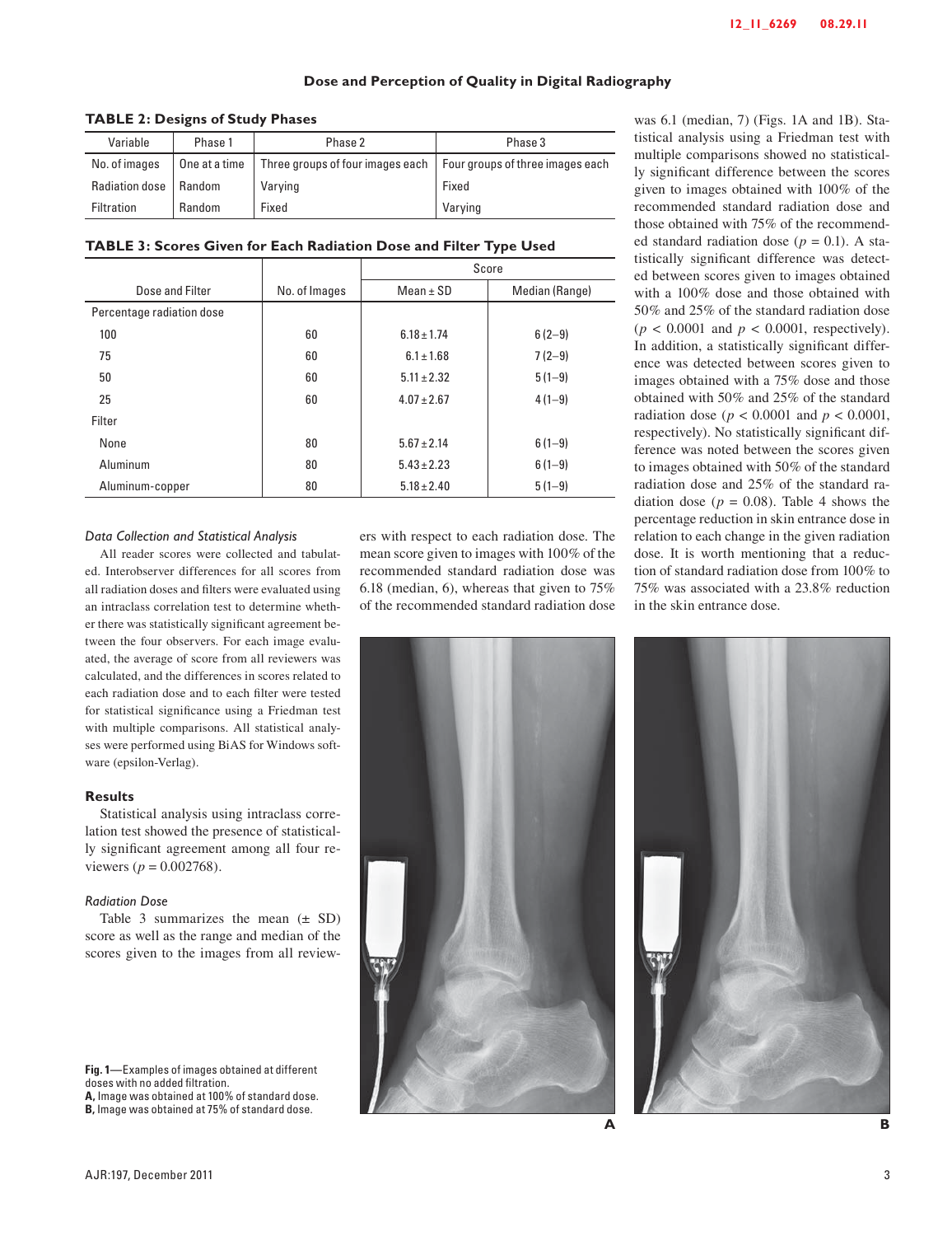**TABLE 2: Designs of Study Phases**

| Variable | Phase 1 | Phase 2 | Phase 3 |
|---|---|---|---|
| No. of images | One at a time | Three groups of four images each | Four groups of three images each |
| Radiation dose | Random | Varying | Fixed |
| Filtration | Random | Fixed | Varying |

**TABLE 3: Scores Given for Each Radiation Dose and Filter Type Used**

| Dose and Filter | No. of Images | Score | |
|---|---|---|---|
| | | Mean ± SD | Median (Range) |
| Percentage radiation dose | | | |
| 100 | 60 | 6.18 ± 1.74 | 6 (2–9) |
| 75 | 60 | 6.1 ± 1.68 | 7 (2–9) |
| 50 | 60 | 5.11 ± 2.32 | 5 (1–9) |
| 25 | 60 | 4.07 ± 2.67 | 4 (1–9) |
| Filter | | | |
| None | 80 | 5.67 ± 2.14 | 6 (1–9) |
| Aluminum | 80 | 5.43 ± 2.23 | 6 (1–9) |
| Aluminum-copper | 80 | 5.18 ± 2.40 | 5 (1–9) |

### *Data Collection and Statistical Analysis*

All reader scores were collected and tabulated. Interobserver differences for all scores from all radiation doses and filters were evaluated using an intraclass correlation test to determine whether there was statistically significant agreement between the four observers. For each image evaluated, the average of score from all reviewers was calculated, and the differences in scores related to each radiation dose and to each filter were tested for statistical significance using a Friedman test with multiple comparisons. All statistical analyses were performed using BiAS for Windows software (epsilon-Verlag).

## Results

Statistical analysis using intraclass correlation test showed the presence of statistically significant agreement among all four reviewers ($p = 0.002768$).

### *Radiation Dose*

Table 3 summarizes the mean (± SD) score as well as the range and median of the scores given to the images from all reviewers with respect to each radiation dose. The mean score given to images with 100% of the recommended standard radiation dose was 6.18 (median, 6), whereas that given to 75% of the recommended standard radiation dose was 6.1 (median, 7) (Figs. 1A and 1B). Statistical analysis using a Friedman test with multiple comparisons showed no statistically significant difference between the scores given to images obtained with 100% of the recommended standard radiation dose and those obtained with 75% of the recommended standard radiation dose ($p = 0.1$). A statistically significant difference was detected between scores given to images obtained with a 100% dose and those obtained with 50% and 25% of the standard radiation dose ($p < 0.0001$ and $p < 0.0001$, respectively). In addition, a statistically significant difference was detected between scores given to images obtained with a 75% dose and those obtained with 50% and 25% of the standard radiation dose ($p < 0.0001$ and $p < 0.0001$, respectively). No statistically significant difference was noted between the scores given to images obtained with 50% of the standard radiation dose and 25% of the standard radiation dose ($p = 0.08$). Table 4 shows the percentage reduction in skin entrance dose in relation to each change in the given radiation dose. It is worth mentioning that a reduction of standard radiation dose from 100% to 75% was associated with a 23.8% reduction in the skin entrance dose.

**Fig. 1**—Examples of images obtained at different doses with no added filtration.
**A,** Image was obtained at 100% of standard dose.
**B,** Image was obtained at 75% of standard dose.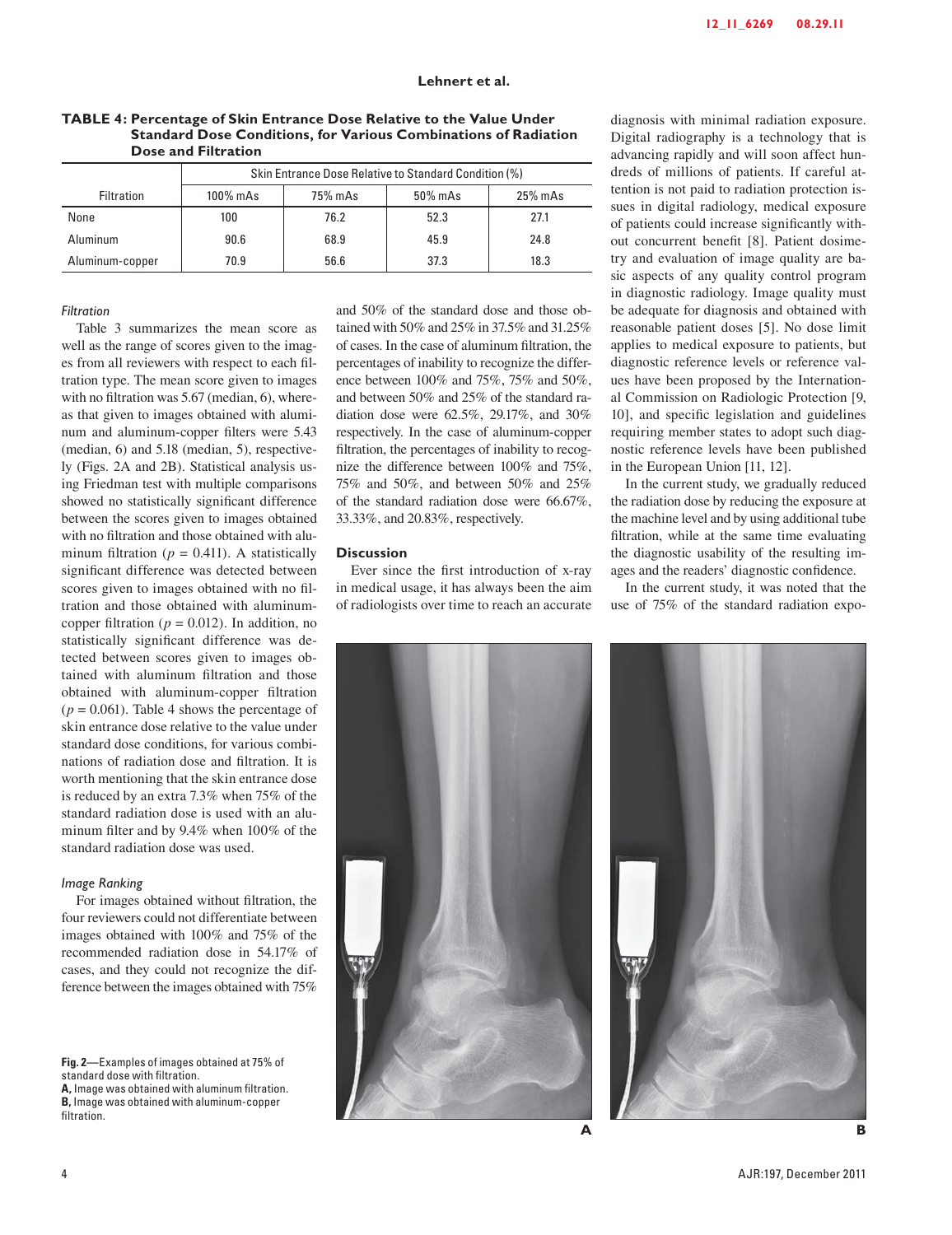**TABLE 4: Percentage of Skin Entrance Dose Relative to the Value Under Standard Dose Conditions, for Various Combinations of Radiation Dose and Filtration**

| Filtration | Skin Entrance Dose Relative to Standard Condition (%) | | | |
|---|---|---|---|---|
| | 100% mAs | 75% mAs | 50% mAs | 25% mAs |
| None | 100 | 76.2 | 52.3 | 27.1 |
| Aluminum | 90.6 | 68.9 | 45.9 | 24.8 |
| Aluminum-copper | 70.9 | 56.6 | 37.3 | 18.3 |

### *Filtration*

Table 3 summarizes the mean score as well as the range of scores given to the images from all reviewers with respect to each filtration type. The mean score given to images with no filtration was 5.67 (median, 6), whereas that given to images obtained with aluminum and aluminum-copper filters were 5.43 (median, 6) and 5.18 (median, 5), respectively (Figs. 2A and 2B). Statistical analysis using Friedman test with multiple comparisons showed no statistically significant difference between the scores given to images obtained with no filtration and those obtained with aluminum filtration ($p = 0.411$). A statistically significant difference was detected between scores given to images obtained with no filtration and those obtained with aluminum-copper filtration ($p = 0.012$). In addition, no statistically significant difference was detected between scores given to images obtained with aluminum filtration and those obtained with aluminum-copper filtration ($p = 0.061$). Table 4 shows the percentage of skin entrance dose relative to the value under standard dose conditions, for various combinations of radiation dose and filtration. It is worth mentioning that the skin entrance dose is reduced by an extra 7.3% when 75% of the standard radiation dose is used with an aluminum filter and by 9.4% when 100% of the standard radiation dose was used.

### *Image Ranking*

For images obtained without filtration, the four reviewers could not differentiate between images obtained with 100% and 75% of the recommended radiation dose in 54.17% of cases, and they could not recognize the difference between the images obtained with 75% and 50% of the standard dose and those obtained with 50% and 25% in 37.5% and 31.25% of cases. In the case of aluminum filtration, the percentages of inability to recognize the difference between 100% and 75%, 75% and 50%, and between 50% and 25% of the standard radiation dose were 62.5%, 29.17%, and 30% respectively. In the case of aluminum-copper filtration, the percentages of inability to recognize the difference between 100% and 75%, 75% and 50%, and between 50% and 25% of the standard radiation dose were 66.67%, 33.33%, and 20.83%, respectively.

## Discussion

Ever since the first introduction of x-ray in medical usage, it has always been the aim of radiologists over time to reach an accurate diagnosis with minimal radiation exposure. Digital radiography is a technology that is advancing rapidly and will soon affect hundreds of millions of patients. If careful attention is not paid to radiation protection issues in digital radiology, medical exposure of patients could increase significantly without concurrent benefit [8]. Patient dosimetry and evaluation of image quality are basic aspects of any quality control program in diagnostic radiology. Image quality must be adequate for diagnosis and obtained with reasonable patient doses [5]. No dose limit applies to medical exposure to patients, but diagnostic reference levels or reference values have been proposed by the International Commission on Radiologic Protection [9, 10], and specific legislation and guidelines requiring member states to adopt such diagnostic reference levels have been published in the European Union [11, 12].

In the current study, we gradually reduced the radiation dose by reducing the exposure at the machine level and by using additional tube filtration, while at the same time evaluating the diagnostic usability of the resulting images and the readers' diagnostic confidence.

In the current study, it was noted that the use of 75% of the standard radiation expo-

**Fig. 2**—Examples of images obtained at 75% of standard dose with filtration.
**A,** Image was obtained with aluminum filtration.
**B,** Image was obtained with aluminum-copper filtration.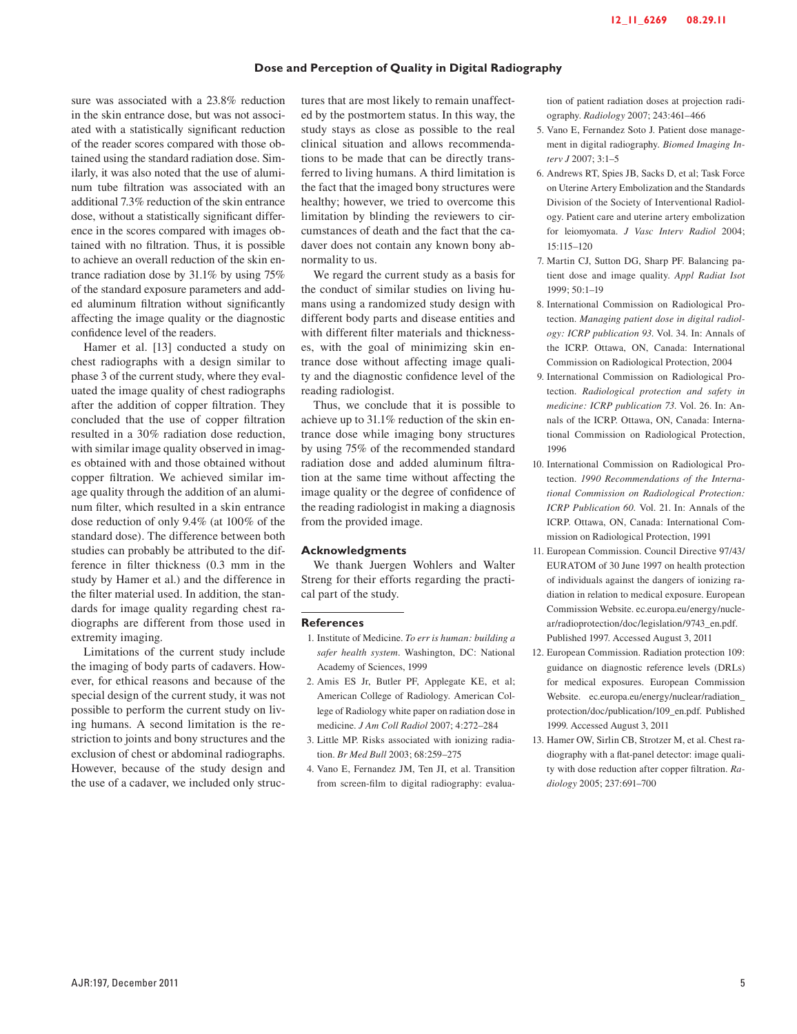sure was associated with a 23.8% reduction in the skin entrance dose, but was not associated with a statistically significant reduction of the reader scores compared with those obtained using the standard radiation dose. Similarly, it was also noted that the use of aluminum tube filtration was associated with an additional 7.3% reduction of the skin entrance dose, without a statistically significant difference in the scores compared with images obtained with no filtration. Thus, it is possible to achieve an overall reduction of the skin entrance radiation dose by 31.1% by using 75% of the standard exposure parameters and added aluminum filtration without significantly affecting the image quality or the diagnostic confidence level of the readers.

Hamer et al. [13] conducted a study on chest radiographs with a design similar to phase 3 of the current study, where they evaluated the image quality of chest radiographs after the addition of copper filtration. They concluded that the use of copper filtration resulted in a 30% radiation dose reduction, with similar image quality observed in images obtained with and those obtained without copper filtration. We achieved similar image quality through the addition of an aluminum filter, which resulted in a skin entrance dose reduction of only 9.4% (at 100% of the standard dose). The difference between both studies can probably be attributed to the difference in filter thickness (0.3 mm in the study by Hamer et al.) and the difference in the filter material used. In addition, the standards for image quality regarding chest radiographs are different from those used in extremity imaging.

Limitations of the current study include the imaging of body parts of cadavers. However, for ethical reasons and because of the special design of the current study, it was not possible to perform the current study on living humans. A second limitation is the restriction to joints and bony structures and the exclusion of chest or abdominal radiographs. However, because of the study design and the use of a cadaver, we included only structures that are most likely to remain unaffected by the postmortem status. In this way, the study stays as close as possible to the real clinical situation and allows recommendations to be made that can be directly transferred to living humans. A third limitation is the fact that the imaged bony structures were healthy; however, we tried to overcome this limitation by blinding the reviewers to circumstances of death and the fact that the cadaver does not contain any known bony abnormality to us.

We regard the current study as a basis for the conduct of similar studies on living humans using a randomized study design with different body parts and disease entities and with different filter materials and thicknesses, with the goal of minimizing skin entrance dose without affecting image quality and the diagnostic confidence level of the reading radiologist.

Thus, we conclude that it is possible to achieve up to 31.1% reduction of the skin entrance dose while imaging bony structures by using 75% of the recommended standard radiation dose and added aluminum filtration at the same time without affecting the image quality or the degree of confidence of the reading radiologist in making a diagnosis from the provided image.

## Acknowledgments

We thank Juergen Wohlers and Walter Streng for their efforts regarding the practical part of the study.

## References

1. Institute of Medicine. *To err is human: building a safer health system*. Washington, DC: National Academy of Sciences, 1999
2. Amis ES Jr, Butler PF, Applegate KE, et al; American College of Radiology. American College of Radiology white paper on radiation dose in medicine. *J Am Coll Radiol* 2007; 4:272–284
3. Little MP. Risks associated with ionizing radiation. *Br Med Bull* 2003; 68:259–275
4. Vano E, Fernandez JM, Ten JI, et al. Transition from screen-film to digital radiography: evaluation of patient radiation doses at projection radiography. *Radiology* 2007; 243:461–466
5. Vano E, Fernandez Soto J. Patient dose management in digital radiography. *Biomed Imaging Interv J* 2007; 3:1–5
6. Andrews RT, Spies JB, Sacks D, et al; Task Force on Uterine Artery Embolization and the Standards Division of the Society of Interventional Radiology. Patient care and uterine artery embolization for leiomyomata. *J Vasc Interv Radiol* 2004; 15:115–120
7. Martin CJ, Sutton DG, Sharp PF. Balancing patient dose and image quality. *Appl Radiat Isot* 1999; 50:1–19
8. International Commission on Radiological Protection. *Managing patient dose in digital radiology: ICRP publication 93*. Vol. 34. In: Annals of the ICRP. Ottawa, ON, Canada: International Commission on Radiological Protection, 2004
9. International Commission on Radiological Protection. *Radiological protection and safety in medicine: ICRP publication 73*. Vol. 26. In: Annals of the ICRP. Ottawa, ON, Canada: International Commission on Radiological Protection, 1996
10. International Commission on Radiological Protection. *1990 Recommendations of the International Commission on Radiological Protection: ICRP Publication 60*. Vol. 21. In: Annals of the ICRP. Ottawa, ON, Canada: International Commission on Radiological Protection, 1991
11. European Commission. Council Directive 97/43/EURATOM of 30 June 1997 on health protection of individuals against the dangers of ionizing radiation in relation to medical exposure. European Commission Website. ec.europa.eu/energy/nuclear/radioprotection/doc/legislation/9743_en.pdf. Published 1997. Accessed August 3, 2011
12. European Commission. Radiation protection 109: guidance on diagnostic reference levels (DRLs) for medical exposures. European Commission Website. ec.europa.eu/energy/nuclear/radiation_protection/doc/publication/109_en.pdf. Published 1999. Accessed August 3, 2011
13. Hamer OW, Sirlin CB, Strotzer M, et al. Chest radiography with a flat-panel detector: image quality with dose reduction after copper filtration. *Radiology* 2005; 237:691–700